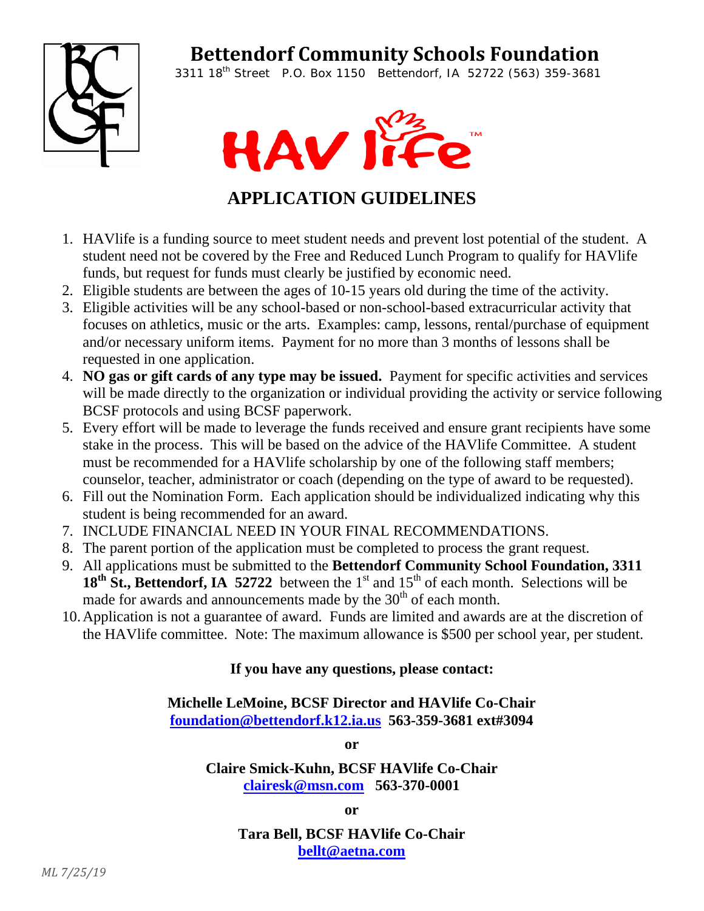# Bettendorf Community Schools Foundation

3311 18th Street P.O. Box 1150 Bettendorf, IA 52722 (563) 359-3681

HAV life™

## APPLICATION GUIDELINES

1. HAVlife is a funding source to meet student needs and prevent lost potential of the student. A student need not be covered by the Free and Reduced Lunch Program to qualify for HAVlife funds, but request for funds must clearly be justified by economic need.
2. Eligible students are between the ages of 10-15 years old during the time of the activity.
3. Eligible activities will be any school-based or non-school-based extracurricular activity that focuses on athletics, music or the arts. Examples: camp, lessons, rental/purchase of equipment and/or necessary uniform items. Payment for no more than 3 months of lessons shall be requested in one application.
4. **NO gas or gift cards of any type may be issued.** Payment for specific activities and services will be made directly to the organization or individual providing the activity or service following BCSF protocols and using BCSF paperwork.
5. Every effort will be made to leverage the funds received and ensure grant recipients have some stake in the process. This will be based on the advice of the HAVlife Committee. A student must be recommended for a HAVlife scholarship by one of the following staff members; counselor, teacher, administrator or coach (depending on the type of award to be requested).
6. Fill out the Nomination Form. Each application should be individualized indicating why this student is being recommended for an award.
7. INCLUDE FINANCIAL NEED IN YOUR FINAL RECOMMENDATIONS.
8. The parent portion of the application must be completed to process the grant request.
9. All applications must be submitted to the **Bettendorf Community School Foundation, 3311 18th St., Bettendorf, IA 52722** between the 1st and 15th of each month. Selections will be made for awards and announcements made by the 30th of each month.
10. Application is not a guarantee of award. Funds are limited and awards are at the discretion of the HAVlife committee. Note: The maximum allowance is $500 per school year, per student.

**If you have any questions, please contact:**

**Michelle LeMoine, BCSF Director and HAVlife Co-Chair**
**foundation@bettendorf.k12.ia.us 563-359-3681 ext#3094**

**or**

**Claire Smick-Kuhn, BCSF HAVlife Co-Chair**
**clairesk@msn.com 563-370-0001**

**or**

**Tara Bell, BCSF HAVlife Co-Chair**
**bellt@aetna.com**

*ML 7/25/19*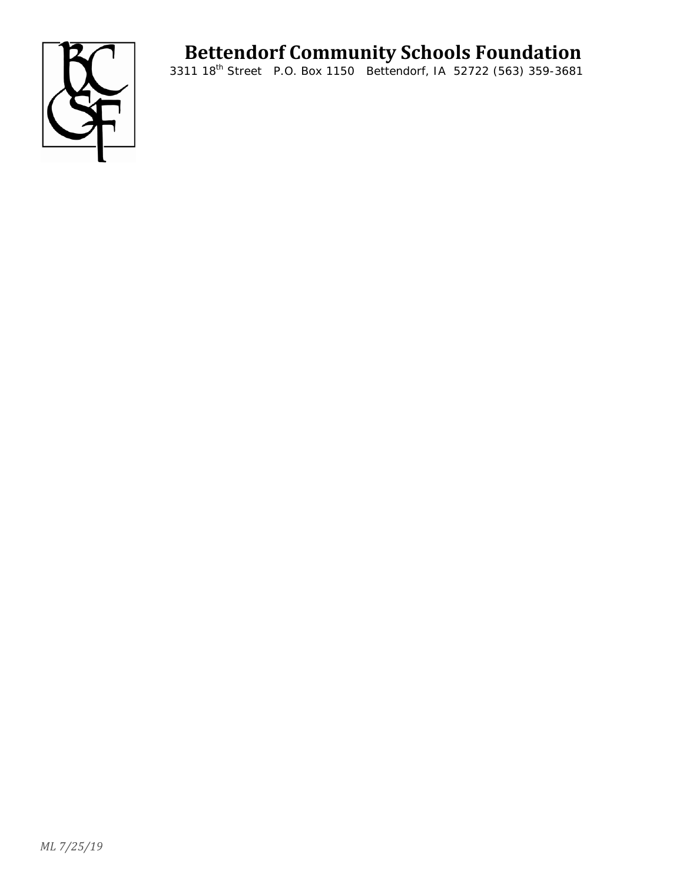# Bettendorf Community Schools Foundation

3311 18th Street P.O. Box 1150 Bettendorf, IA 52722 (563) 359-3681

*ML 7/25/19*